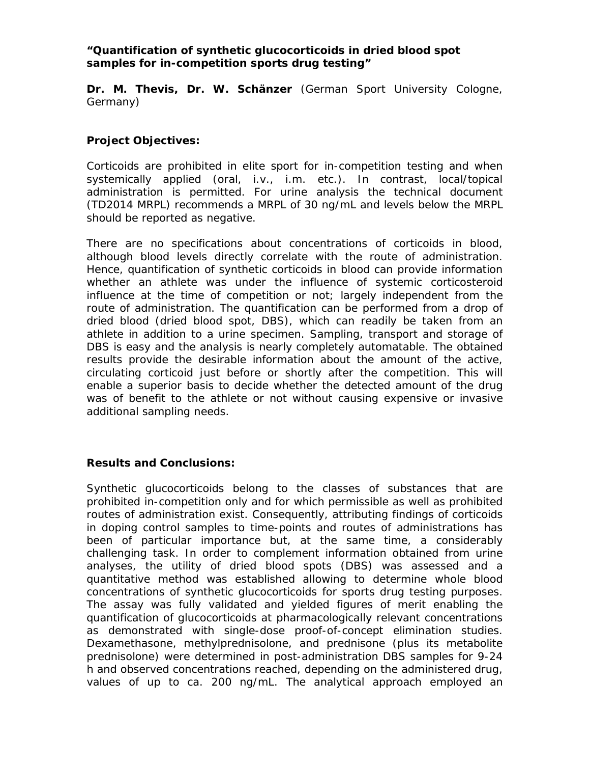**“Quantification of synthetic glucocorticoids in dried blood spot samples for in-competition sports drug testing”**

**Dr. M. Thevis, Dr. W. Schänzer** (German Sport University Cologne, Germany)

**Project Objectives:**

Corticoids are prohibited in elite sport for in-competition testing and when systemically applied (oral, i.v., i.m. etc.). In contrast, local/topical administration is permitted. For urine analysis the technical document (TD2014 MRPL) recommends a MRPL of 30 ng/mL and levels below the MRPL should be reported as negative.

There are no specifications about concentrations of corticoids in blood, although blood levels directly correlate with the route of administration. Hence, quantification of synthetic corticoids in blood can provide information whether an athlete was under the influence of systemic corticosteroid influence at the time of competition or not; largely independent from the route of administration. The quantification can be performed from a drop of dried blood (dried blood spot, DBS), which can readily be taken from an athlete in addition to a urine specimen. Sampling, transport and storage of DBS is easy and the analysis is nearly completely automatable. The obtained results provide the desirable information about the amount of the active, circulating corticoid just before or shortly after the competition. This will enable a superior basis to decide whether the detected amount of the drug was of benefit to the athlete or not without causing expensive or invasive additional sampling needs.

**Results and Conclusions:**

Synthetic glucocorticoids belong to the classes of substances that are prohibited in-competition only and for which permissible as well as prohibited routes of administration exist. Consequently, attributing findings of corticoids in doping control samples to time-points and routes of administrations has been of particular importance but, at the same time, a considerably challenging task. In order to complement information obtained from urine analyses, the utility of dried blood spots (DBS) was assessed and a quantitative method was established allowing to determine whole blood concentrations of synthetic glucocorticoids for sports drug testing purposes. The assay was fully validated and yielded figures of merit enabling the quantification of glucocorticoids at pharmacologically relevant concentrations as demonstrated with single-dose proof-of-concept elimination studies. Dexamethasone, methylprednisolone, and prednisone (plus its metabolite prednisolone) were determined in post-administration DBS samples for 9-24 h and observed concentrations reached, depending on the administered drug, values of up to ca. 200 ng/mL. The analytical approach employed an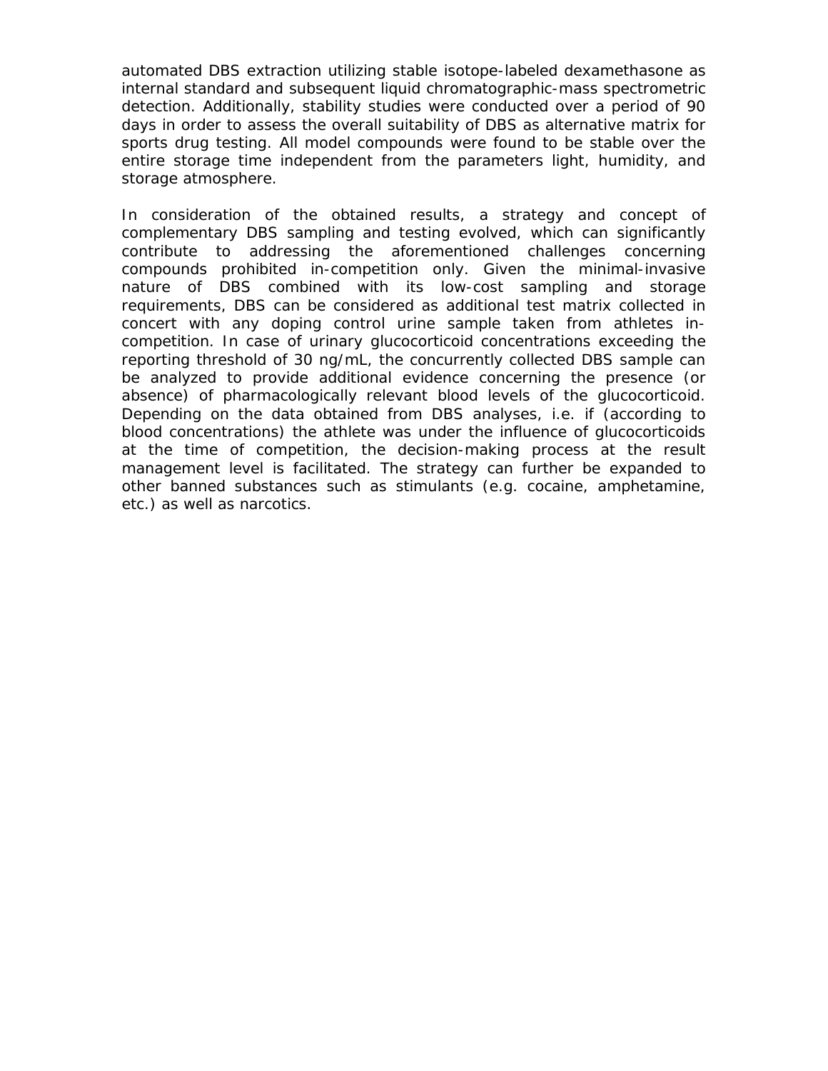automated DBS extraction utilizing stable isotope-labeled dexamethasone as internal standard and subsequent liquid chromatographic-mass spectrometric detection. Additionally, stability studies were conducted over a period of 90 days in order to assess the overall suitability of DBS as alternative matrix for sports drug testing. All model compounds were found to be stable over the entire storage time independent from the parameters light, humidity, and storage atmosphere.

In consideration of the obtained results, a strategy and concept of complementary DBS sampling and testing evolved, which can significantly contribute to addressing the aforementioned challenges concerning compounds prohibited in-competition only. Given the minimal-invasive nature of DBS combined with its low-cost sampling and storage requirements, DBS can be considered as additional test matrix collected in concert with any doping control urine sample taken from athletes in-competition. In case of urinary glucocorticoid concentrations exceeding the reporting threshold of 30 ng/mL, the concurrently collected DBS sample can be analyzed to provide additional evidence concerning the presence (or absence) of pharmacologically relevant blood levels of the glucocorticoid. Depending on the data obtained from DBS analyses, i.e. if (according to blood concentrations) the athlete was under the influence of glucocorticoids at the time of competition, the decision-making process at the result management level is facilitated. The strategy can further be expanded to other banned substances such as stimulants (e.g. cocaine, amphetamine, etc.) as well as narcotics.